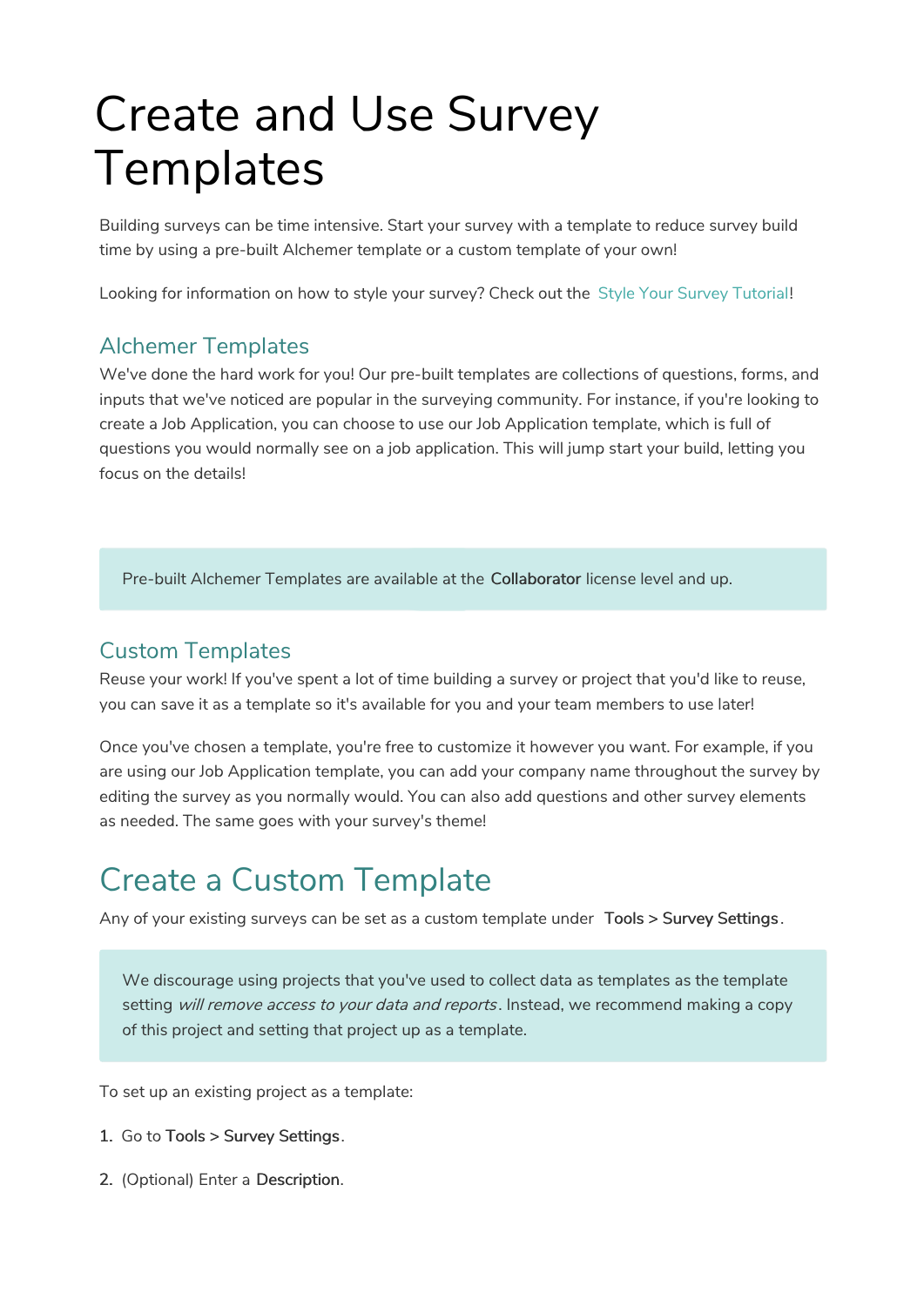# Create and Use Survey Templates

Building surveys can be time intensive. Start your survey with a template to reduce survey build time by using a pre-built Alchemer template or a custom template of your own!

Looking for information on how to style your survey? Check out the Style Your Survey Tutorial!

### Alchemer Templates

We've done the hard work for you! Our pre-built templates are collections of questions, forms, and inputs that we've noticed are popular in the surveying community. For instance, if you're looking to create a Job Application, you can choose to use our Job Application template, which is full of questions you would normally see on a job application. This will jump start your build, letting you focus on the details!

> Pre-built Alchemer Templates are available at the **Collaborator** license level and up.

### Custom Templates

Reuse your work! If you've spent a lot of time building a survey or project that you'd like to reuse, you can save it as a template so it's available for you and your team members to use later!

Once you've chosen a template, you're free to customize it however you want. For example, if you are using our Job Application template, you can add your company name throughout the survey by editing the survey as you normally would. You can also add questions and other survey elements as needed. The same goes with your survey's theme!

## Create a Custom Template

Any of your existing surveys can be set as a custom template under **Tools > Survey Settings**.

> We discourage using projects that you've used to collect data as templates as the template setting *will remove access to your data and reports*. Instead, we recommend making a copy of this project and setting that project up as a template.

To set up an existing project as a template:

1. Go to **Tools > Survey Settings**.
2. (Optional) Enter a **Description**.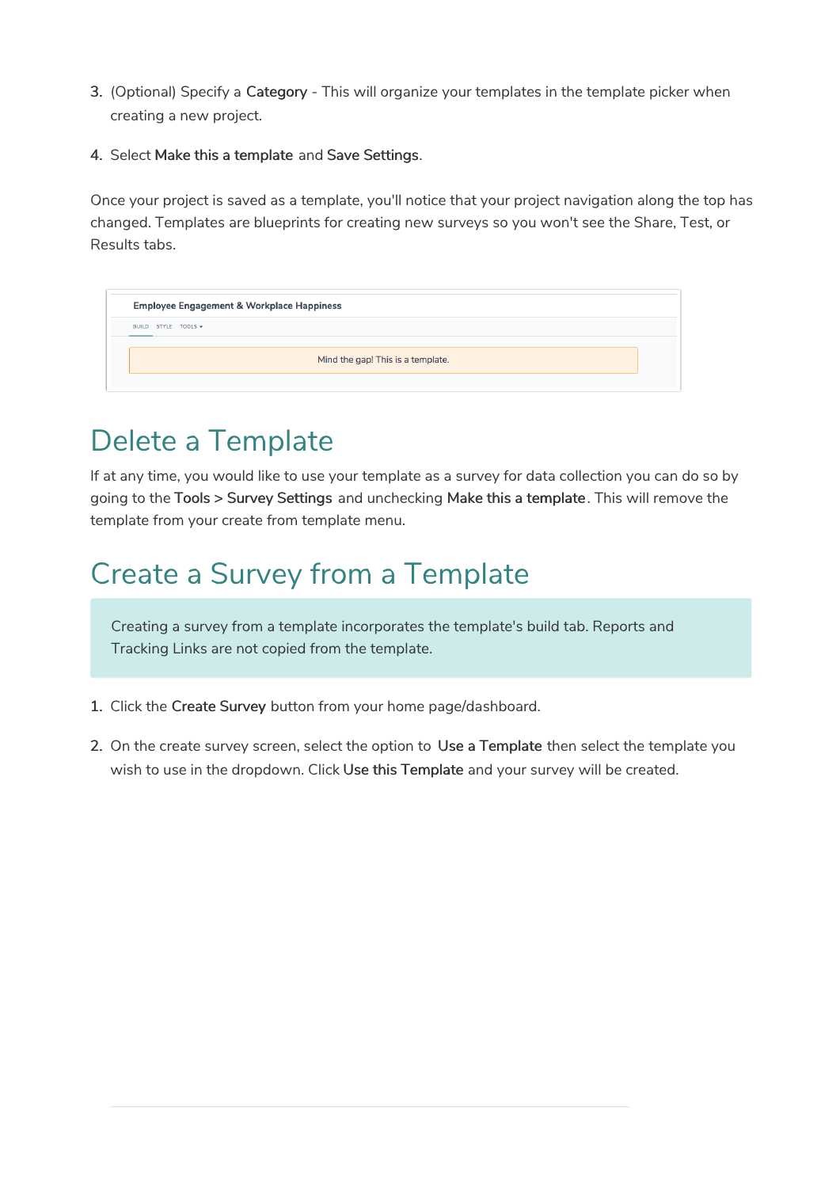3. (Optional) Specify a **Category** - This will organize your templates in the template picker when creating a new project.

4. Select **Make this a template** and **Save Settings**.

Once your project is saved as a template, you'll notice that your project navigation along the top has changed. Templates are blueprints for creating new surveys so you won't see the Share, Test, or Results tabs.

## Delete a Template

If at any time, you would like to use your template as a survey for data collection you can do so by going to the **Tools** > **Survey Settings** and unchecking **Make this a template**. This will remove the template from your create from template menu.

## Create a Survey from a Template

> Creating a survey from a template incorporates the template's build tab. Reports and Tracking Links are not copied from the template.

1. Click the **Create Survey** button from your home page/dashboard.

2. On the create survey screen, select the option to **Use a Template** then select the template you wish to use in the dropdown. Click **Use this Template** and your survey will be created.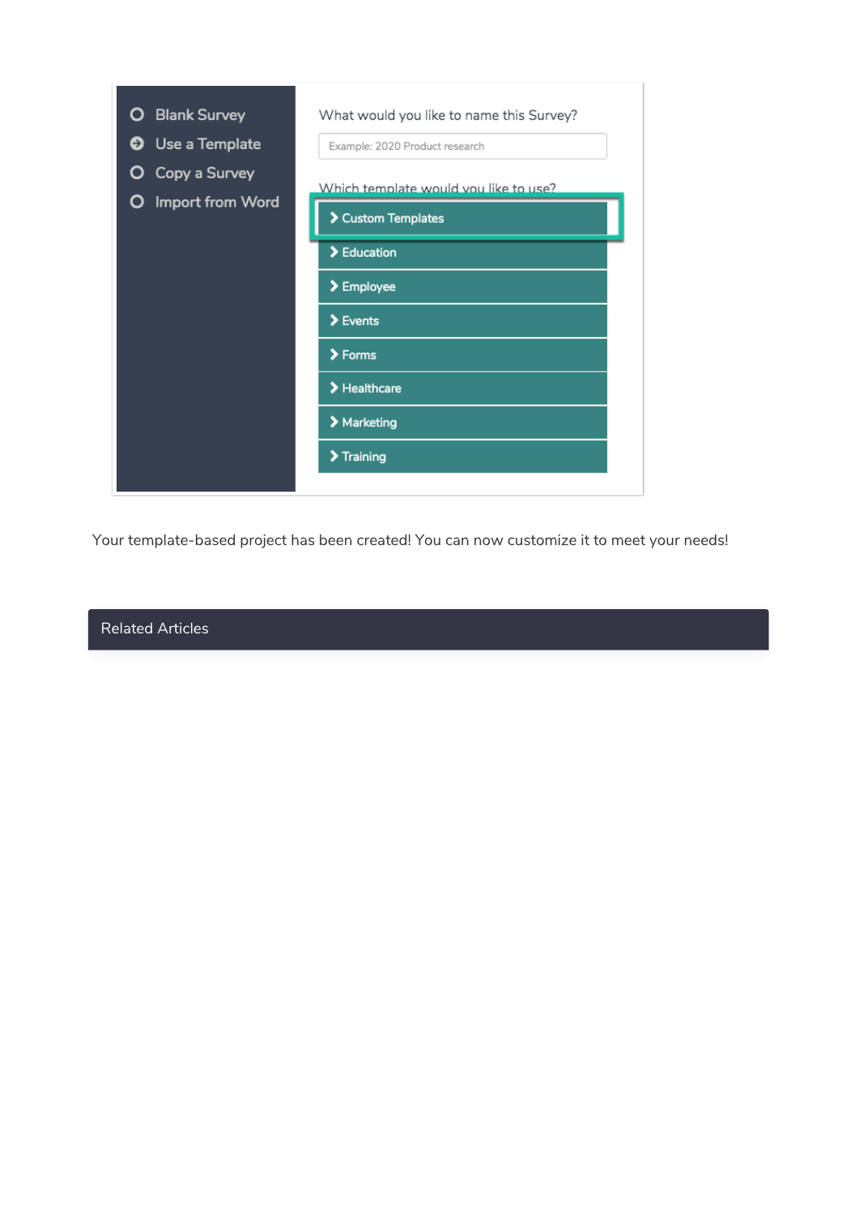Your template-based project has been created! You can now customize it to meet your needs!

## Related Articles